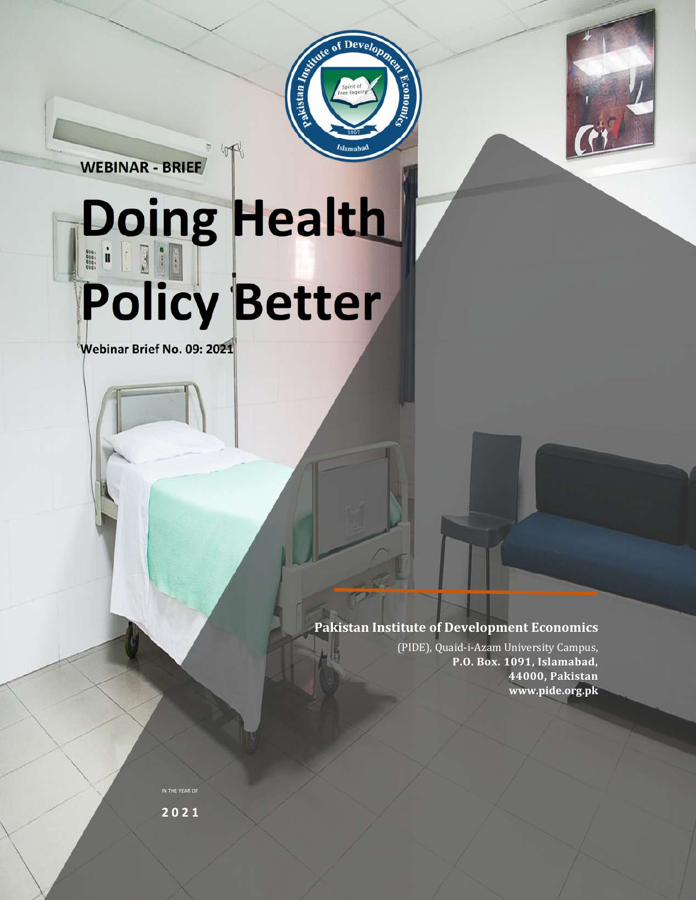WEBINAR - BRIEF

# Doing Health Policy Better

Webinar Brief No. 09: 2021

**Pakistan Institute of Development Economics**

(PIDE), Quaid-i-Azam University Campus,
**P.O. Box. 1091, Islamabad,**
**44000, Pakistan**
**www.pide.org.pk**

IN THE YEAR OF

**2021**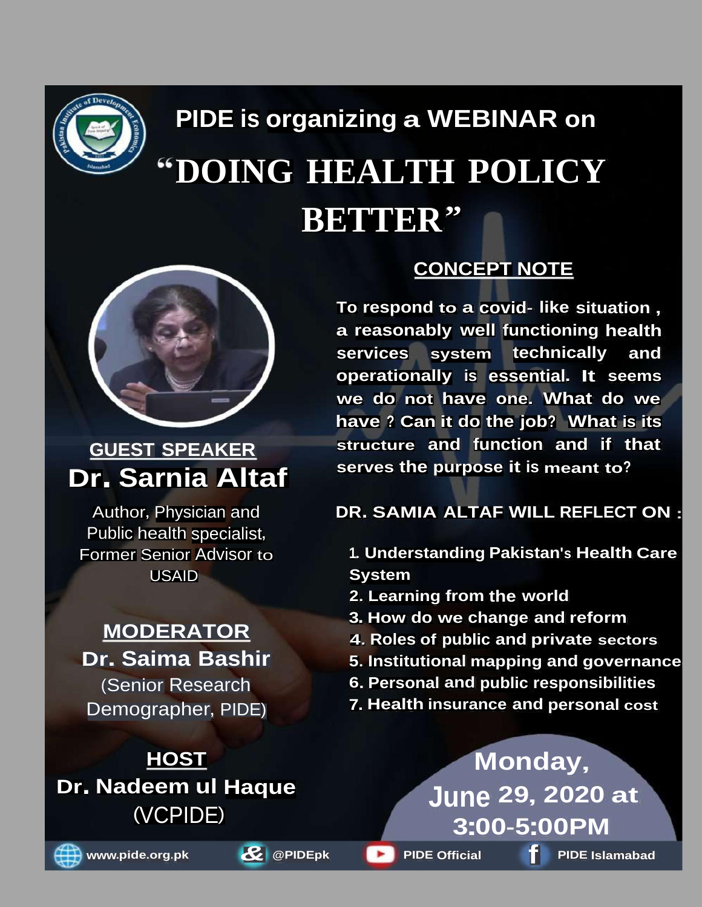# PIDE is organizing a WEBINAR on

# "DOING HEALTH POLICY BETTER"

## GUEST SPEAKER

**Dr. Sarnia Altaf**

Author, Physician and Public health specialist, Former Senior Advisor to USAID

## MODERATOR

**Dr. Saima Bashir**

(Senior Research Demographer, PIDE)

## HOST

**Dr. Nadeem ul Haque**

(VCPIDE)

## CONCEPT NOTE

**To respond to a covid- like situation , a reasonably well functioning health services system technically and operationally is essential. It seems we do not have one. What do we have ? Can it do the job? What is its structure and function and if that serves the purpose it is meant to?**

**DR. SAMIA ALTAF WILL REFLECT ON :**

1. Understanding Pakistan's Health Care System
2. Learning from the world
3. How do we change and reform
4. Roles of public and private sectors
5. Institutional mapping and governance
6. Personal and public responsibilities
7. Health insurance and personal cost

**Monday, June 29, 2020 at 3:00-5:00PM**

www.pide.org.pk | @PIDEpk | PIDE Official | PIDE Islamabad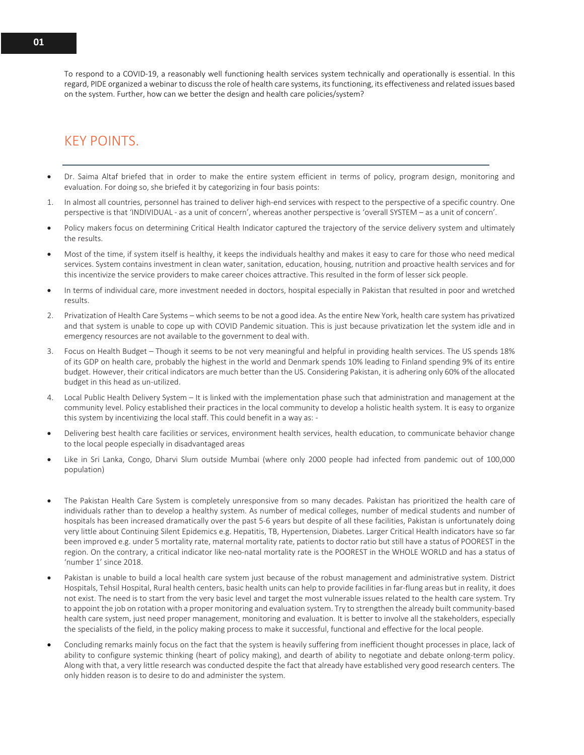To respond to a COVID-19, a reasonably well functioning health services system technically and operationally is essential. In this regard, PIDE organized a webinar to discuss the role of health care systems, its functioning, its effectiveness and related issues based on the system. Further, how can we better the design and health care policies/system?

## KEY POINTS.

- Dr. Saima Altaf briefed that in order to make the entire system efficient in terms of policy, program design, monitoring and evaluation. For doing so, she briefed it by categorizing in four basis points:

1. In almost all countries, personnel has trained to deliver high-end services with respect to the perspective of a specific country. One perspective is that 'INDIVIDUAL - as a unit of concern', whereas another perspective is 'overall SYSTEM – as a unit of concern'.

- Policy makers focus on determining Critical Health Indicator captured the trajectory of the service delivery system and ultimately the results.
- Most of the time, if system itself is healthy, it keeps the individuals healthy and makes it easy to care for those who need medical services. System contains investment in clean water, sanitation, education, housing, nutrition and proactive health services and for this incentivize the service providers to make career choices attractive. This resulted in the form of lesser sick people.
- In terms of individual care, more investment needed in doctors, hospital especially in Pakistan that resulted in poor and wretched results.

2. Privatization of Health Care Systems – which seems to be not a good idea. As the entire New York, health care system has privatized and that system is unable to cope up with COVID Pandemic situation. This is just because privatization let the system idle and in emergency resources are not available to the government to deal with.
3. Focus on Health Budget – Though it seems to be not very meaningful and helpful in providing health services. The US spends 18% of its GDP on health care, probably the highest in the world and Denmark spends 10% leading to Finland spending 9% of its entire budget. However, their critical indicators are much better than the US. Considering Pakistan, it is adhering only 60% of the allocated budget in this head as un-utilized.
4. Local Public Health Delivery System – It is linked with the implementation phase such that administration and management at the community level. Policy established their practices in the local community to develop a holistic health system. It is easy to organize this system by incentivizing the local staff. This could benefit in a way as: -

- Delivering best health care facilities or services, environment health services, health education, to communicate behavior change to the local people especially in disadvantaged areas
- Like in Sri Lanka, Congo, Dharvi Slum outside Mumbai (where only 2000 people had infected from pandemic out of 100,000 population)

- The Pakistan Health Care System is completely unresponsive from so many decades. Pakistan has prioritized the health care of individuals rather than to develop a healthy system. As number of medical colleges, number of medical students and number of hospitals has been increased dramatically over the past 5-6 years but despite of all these facilities, Pakistan is unfortunately doing very little about Continuing Silent Epidemics e.g. Hepatitis, TB, Hypertension, Diabetes. Larger Critical Health indicators have so far been improved e.g. under 5 mortality rate, maternal mortality rate, patients to doctor ratio but still have a status of POOREST in the region. On the contrary, a critical indicator like neo-natal mortality rate is the POOREST in the WHOLE WORLD and has a status of 'number 1' since 2018.
- Pakistan is unable to build a local health care system just because of the robust management and administrative system. District Hospitals, Tehsil Hospital, Rural health centers, basic health units can help to provide facilities in far-flung areas but in reality, it does not exist. The need is to start from the very basic level and target the most vulnerable issues related to the health care system. Try to appoint the job on rotation with a proper monitoring and evaluation system. Try to strengthen the already built community-based health care system, just need proper management, monitoring and evaluation. It is better to involve all the stakeholders, especially the specialists of the field, in the policy making process to make it successful, functional and effective for the local people.
- Concluding remarks mainly focus on the fact that the system is heavily suffering from inefficient thought processes in place, lack of ability to configure systemic thinking (heart of policy making), and dearth of ability to negotiate and debate onlong-term policy. Along with that, a very little research was conducted despite the fact that already have established very good research centers. The only hidden reason is to desire to do and administer the system.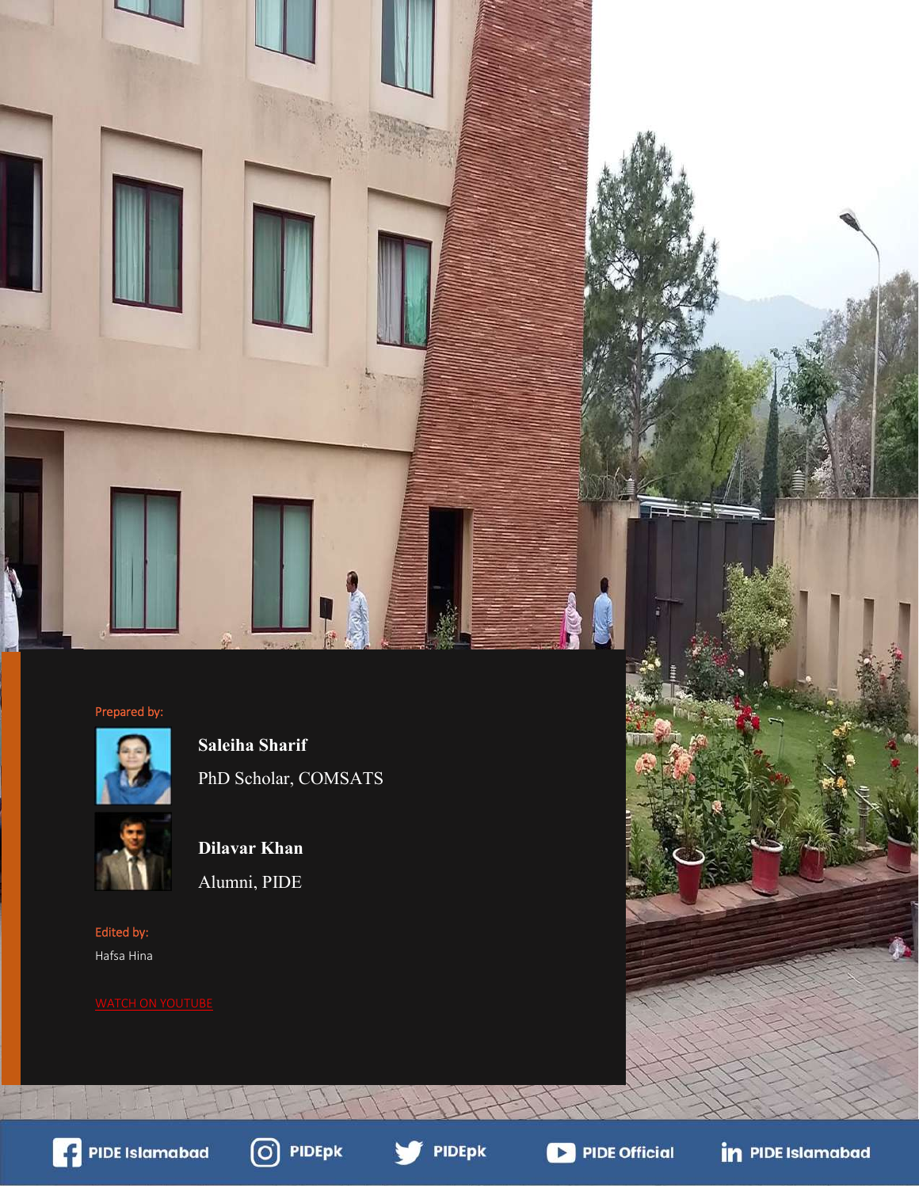Prepared by:

**Saleiha Sharif**

PhD Scholar, COMSATS

**Dilavar Khan**

Alumni, PIDE

Edited by:

Hafsa Hina

WATCH ON YOUTUBE

PIDE Islamabad PIDEpk PIDEpk PIDE Official PIDE Islamabad